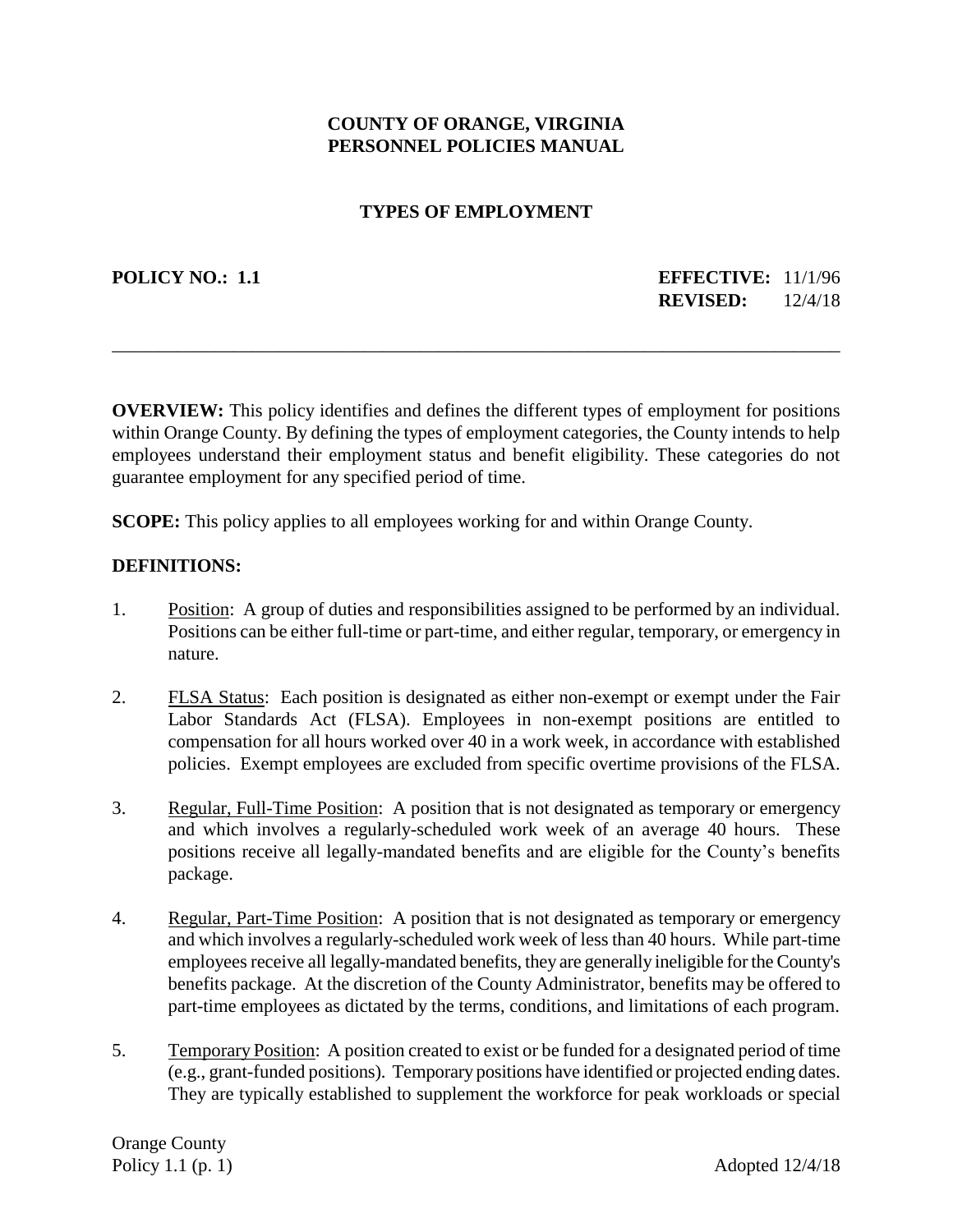**COUNTY OF ORANGE, VIRGINIA**
**PERSONNEL POLICIES MANUAL**

**TYPES OF EMPLOYMENT**

**POLICY NO.: 1.1** **EFFECTIVE:** 11/1/96
**REVISED:** 12/4/18

---

**OVERVIEW:** This policy identifies and defines the different types of employment for positions within Orange County. By defining the types of employment categories, the County intends to help employees understand their employment status and benefit eligibility. These categories do not guarantee employment for any specified period of time.

**SCOPE:** This policy applies to all employees working for and within Orange County.

**DEFINITIONS:**

1. Position: A group of duties and responsibilities assigned to be performed by an individual. Positions can be either full-time or part-time, and either regular, temporary, or emergency in nature.

2. FLSA Status: Each position is designated as either non-exempt or exempt under the Fair Labor Standards Act (FLSA). Employees in non-exempt positions are entitled to compensation for all hours worked over 40 in a work week, in accordance with established policies. Exempt employees are excluded from specific overtime provisions of the FLSA.

3. Regular, Full-Time Position: A position that is not designated as temporary or emergency and which involves a regularly-scheduled work week of an average 40 hours. These positions receive all legally-mandated benefits and are eligible for the County's benefits package.

4. Regular, Part-Time Position: A position that is not designated as temporary or emergency and which involves a regularly-scheduled work week of less than 40 hours. While part-time employees receive all legally-mandated benefits, they are generally ineligible for the County's benefits package. At the discretion of the County Administrator, benefits may be offered to part-time employees as dictated by the terms, conditions, and limitations of each program.

5. Temporary Position: A position created to exist or be funded for a designated period of time (e.g., grant-funded positions). Temporary positions have identified or projected ending dates. They are typically established to supplement the workforce for peak workloads or special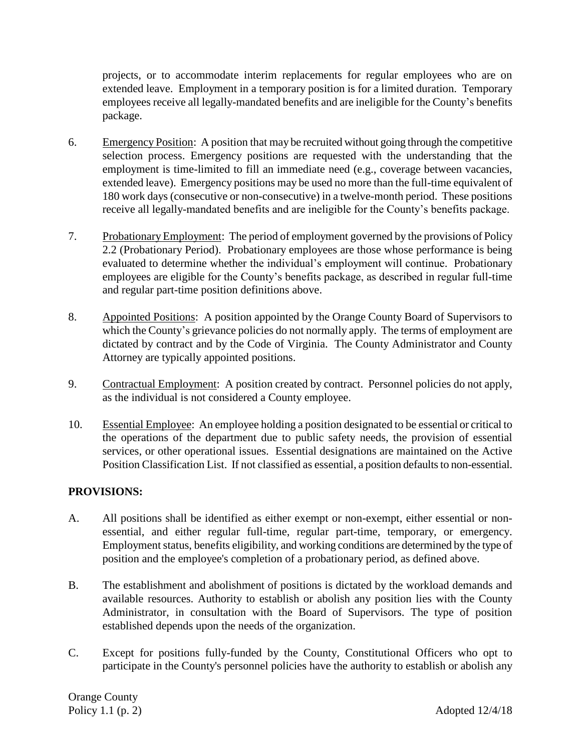projects, or to accommodate interim replacements for regular employees who are on extended leave. Employment in a temporary position is for a limited duration. Temporary employees receive all legally-mandated benefits and are ineligible for the County's benefits package.

6. Emergency Position: A position that may be recruited without going through the competitive selection process. Emergency positions are requested with the understanding that the employment is time-limited to fill an immediate need (e.g., coverage between vacancies, extended leave). Emergency positions may be used no more than the full-time equivalent of 180 work days (consecutive or non-consecutive) in a twelve-month period. These positions receive all legally-mandated benefits and are ineligible for the County's benefits package.

7. Probationary Employment: The period of employment governed by the provisions of Policy 2.2 (Probationary Period). Probationary employees are those whose performance is being evaluated to determine whether the individual's employment will continue. Probationary employees are eligible for the County's benefits package, as described in regular full-time and regular part-time position definitions above.

8. Appointed Positions: A position appointed by the Orange County Board of Supervisors to which the County's grievance policies do not normally apply. The terms of employment are dictated by contract and by the Code of Virginia. The County Administrator and County Attorney are typically appointed positions.

9. Contractual Employment: A position created by contract. Personnel policies do not apply, as the individual is not considered a County employee.

10. Essential Employee: An employee holding a position designated to be essential or critical to the operations of the department due to public safety needs, the provision of essential services, or other operational issues. Essential designations are maintained on the Active Position Classification List. If not classified as essential, a position defaults to non-essential.

**PROVISIONS:**

A. All positions shall be identified as either exempt or non-exempt, either essential or non-essential, and either regular full-time, regular part-time, temporary, or emergency. Employment status, benefits eligibility, and working conditions are determined by the type of position and the employee's completion of a probationary period, as defined above.

B. The establishment and abolishment of positions is dictated by the workload demands and available resources. Authority to establish or abolish any position lies with the County Administrator, in consultation with the Board of Supervisors. The type of position established depends upon the needs of the organization.

C. Except for positions fully-funded by the County, Constitutional Officers who opt to participate in the County's personnel policies have the authority to establish or abolish any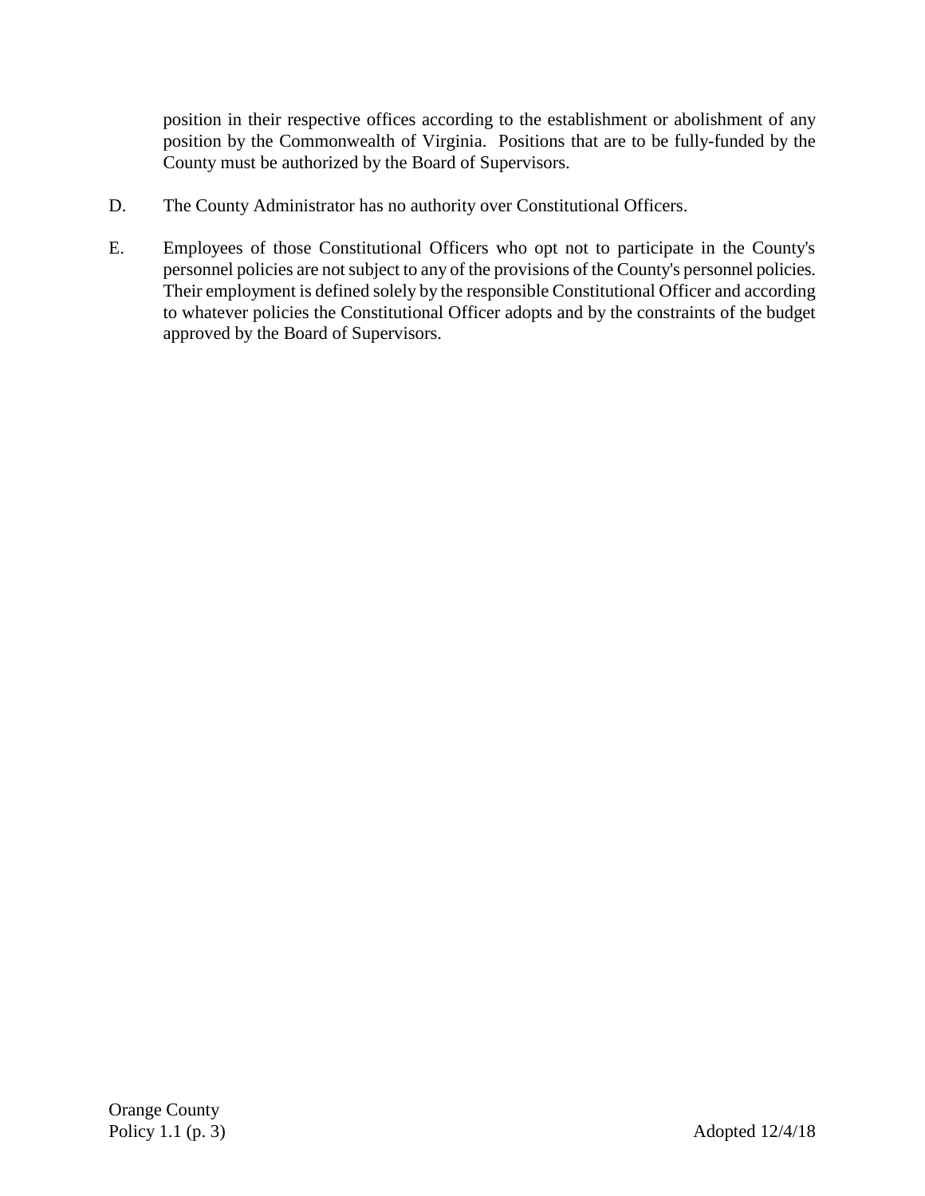position in their respective offices according to the establishment or abolishment of any position by the Commonwealth of Virginia. Positions that are to be fully-funded by the County must be authorized by the Board of Supervisors.

D. The County Administrator has no authority over Constitutional Officers.

E. Employees of those Constitutional Officers who opt not to participate in the County's personnel policies are not subject to any of the provisions of the County's personnel policies. Their employment is defined solely by the responsible Constitutional Officer and according to whatever policies the Constitutional Officer adopts and by the constraints of the budget approved by the Board of Supervisors.